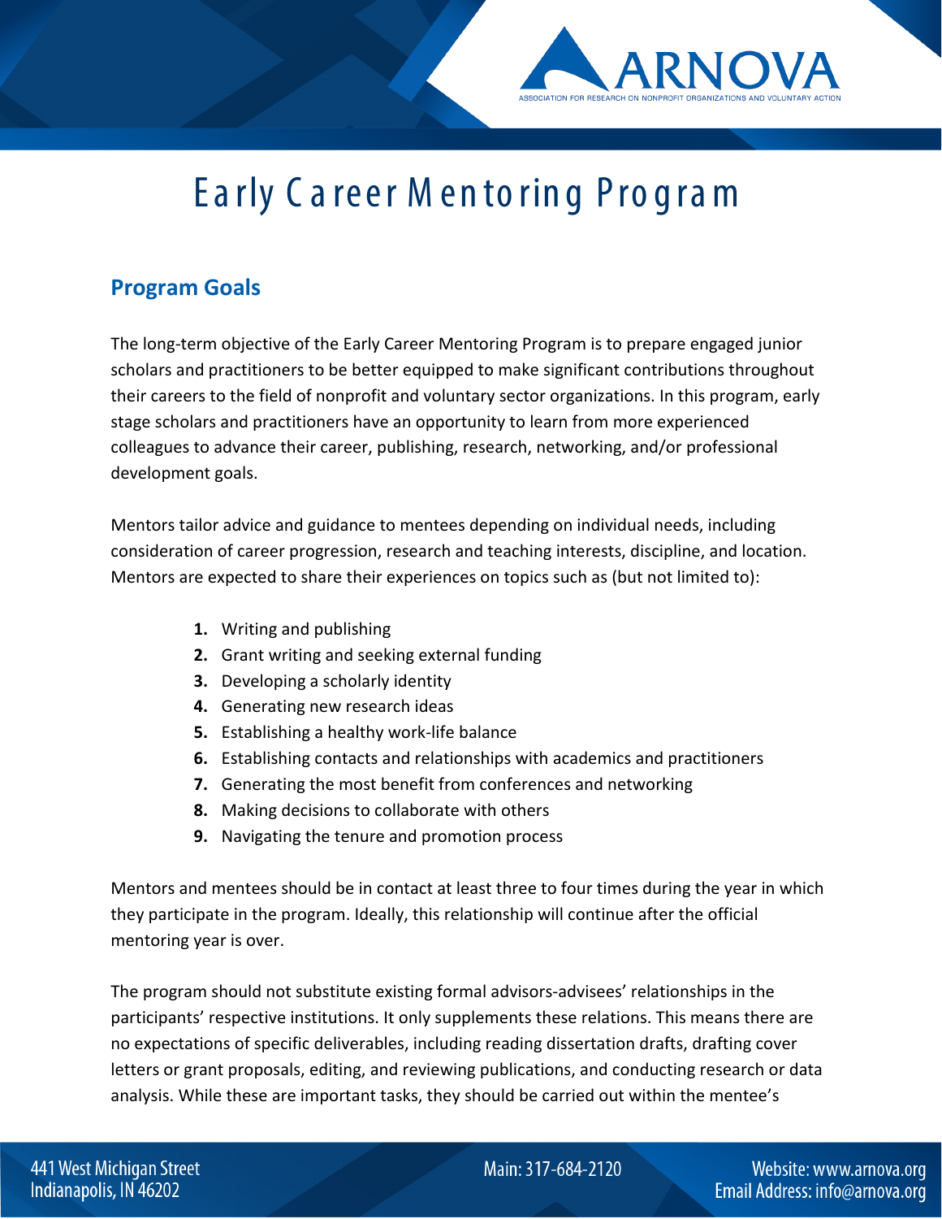# Early Career Mentoring Program

## Program Goals

The long-term objective of the Early Career Mentoring Program is to prepare engaged junior scholars and practitioners to be better equipped to make significant contributions throughout their careers to the field of nonprofit and voluntary sector organizations. In this program, early stage scholars and practitioners have an opportunity to learn from more experienced colleagues to advance their career, publishing, research, networking, and/or professional development goals.

Mentors tailor advice and guidance to mentees depending on individual needs, including consideration of career progression, research and teaching interests, discipline, and location. Mentors are expected to share their experiences on topics such as (but not limited to):

1. Writing and publishing
2. Grant writing and seeking external funding
3. Developing a scholarly identity
4. Generating new research ideas
5. Establishing a healthy work-life balance
6. Establishing contacts and relationships with academics and practitioners
7. Generating the most benefit from conferences and networking
8. Making decisions to collaborate with others
9. Navigating the tenure and promotion process

Mentors and mentees should be in contact at least three to four times during the year in which they participate in the program. Ideally, this relationship will continue after the official mentoring year is over.

The program should not substitute existing formal advisors-advisees' relationships in the participants' respective institutions. It only supplements these relations. This means there are no expectations of specific deliverables, including reading dissertation drafts, drafting cover letters or grant proposals, editing, and reviewing publications, and conducting research or data analysis. While these are important tasks, they should be carried out within the mentee's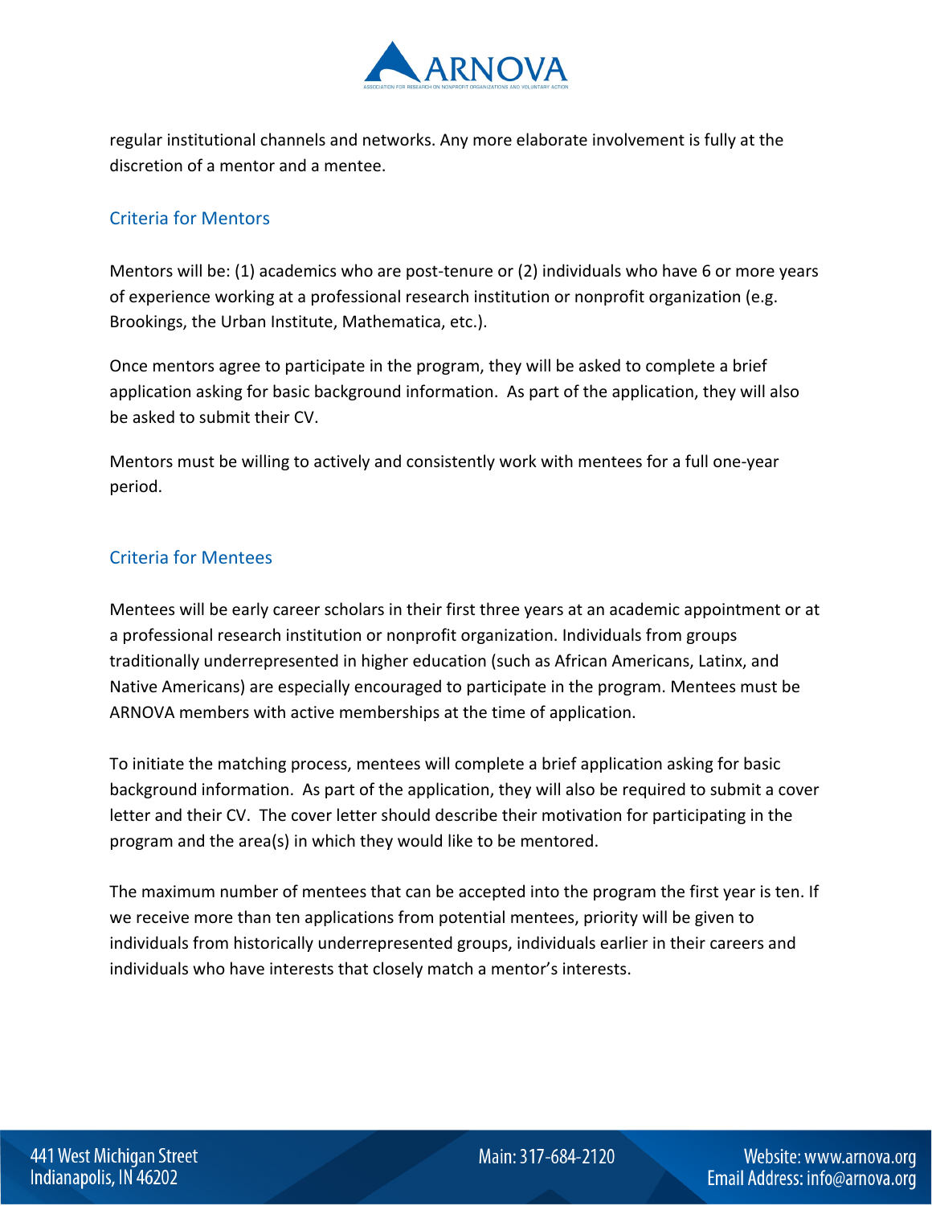regular institutional channels and networks. Any more elaborate involvement is fully at the discretion of a mentor and a mentee.

## Criteria for Mentors

Mentors will be: (1) academics who are post-tenure or (2) individuals who have 6 or more years of experience working at a professional research institution or nonprofit organization (e.g. Brookings, the Urban Institute, Mathematica, etc.).

Once mentors agree to participate in the program, they will be asked to complete a brief application asking for basic background information. As part of the application, they will also be asked to submit their CV.

Mentors must be willing to actively and consistently work with mentees for a full one-year period.

## Criteria for Mentees

Mentees will be early career scholars in their first three years at an academic appointment or at a professional research institution or nonprofit organization. Individuals from groups traditionally underrepresented in higher education (such as African Americans, Latinx, and Native Americans) are especially encouraged to participate in the program. Mentees must be ARNOVA members with active memberships at the time of application.

To initiate the matching process, mentees will complete a brief application asking for basic background information. As part of the application, they will also be required to submit a cover letter and their CV. The cover letter should describe their motivation for participating in the program and the area(s) in which they would like to be mentored.

The maximum number of mentees that can be accepted into the program the first year is ten. If we receive more than ten applications from potential mentees, priority will be given to individuals from historically underrepresented groups, individuals earlier in their careers and individuals who have interests that closely match a mentor's interests.